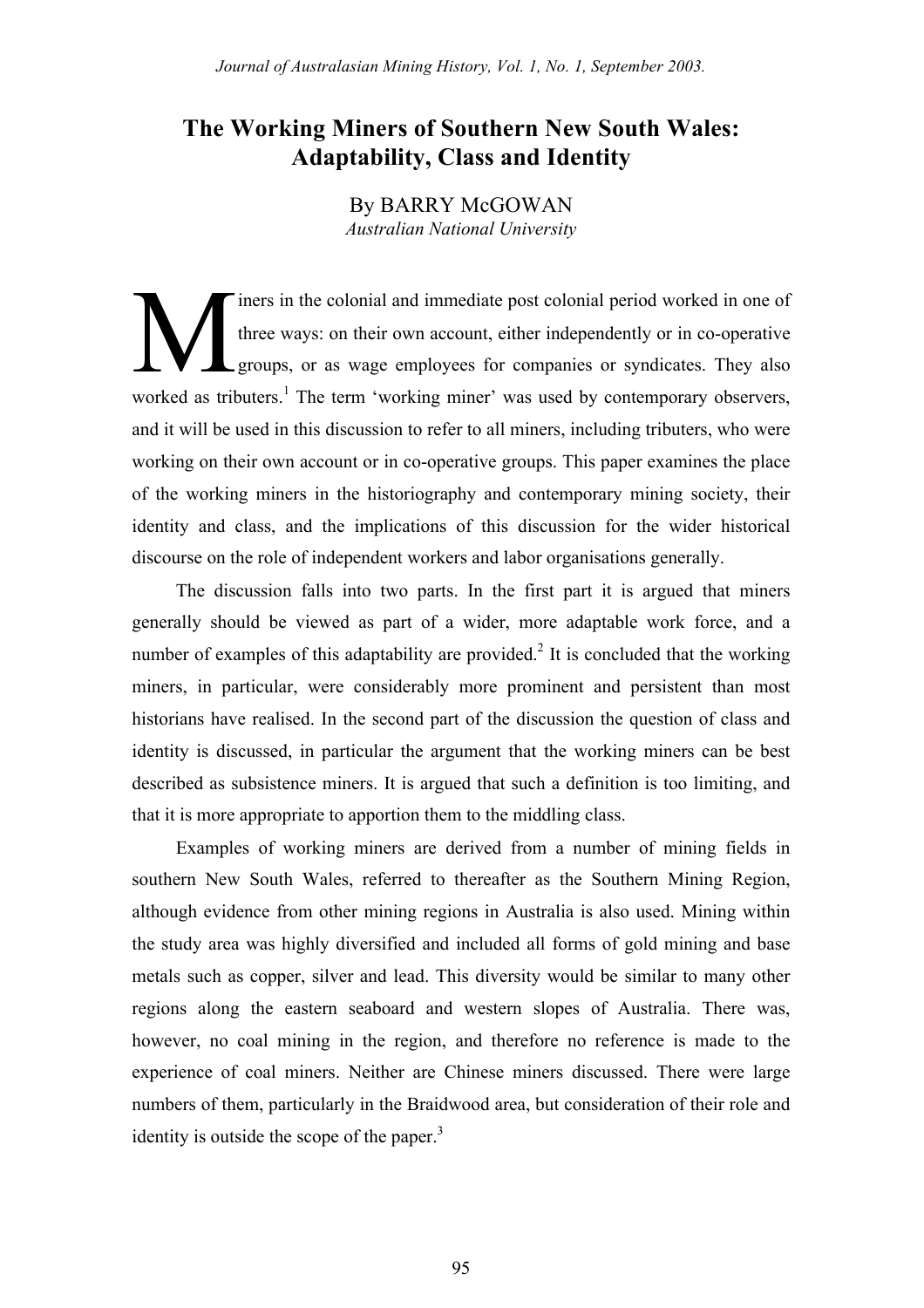# The Working Miners of Southern New South Wales: Adaptability, Class and Identity

By BARRY McGOWAN
*Australian National University*

Miners in the colonial and immediate post colonial period worked in one of three ways: on their own account, either independently or in co-operative groups, or as wage employees for companies or syndicates. They also worked as tributers.[1] The term 'working miner' was used by contemporary observers, and it will be used in this discussion to refer to all miners, including tributers, who were working on their own account or in co-operative groups. This paper examines the place of the working miners in the historiography and contemporary mining society, their identity and class, and the implications of this discussion for the wider historical discourse on the role of independent workers and labor organisations generally.

The discussion falls into two parts. In the first part it is argued that miners generally should be viewed as part of a wider, more adaptable work force, and a number of examples of this adaptability are provided.[2] It is concluded that the working miners, in particular, were considerably more prominent and persistent than most historians have realised. In the second part of the discussion the question of class and identity is discussed, in particular the argument that the working miners can be best described as subsistence miners. It is argued that such a definition is too limiting, and that it is more appropriate to apportion them to the middling class.

Examples of working miners are derived from a number of mining fields in southern New South Wales, referred to thereafter as the Southern Mining Region, although evidence from other mining regions in Australia is also used. Mining within the study area was highly diversified and included all forms of gold mining and base metals such as copper, silver and lead. This diversity would be similar to many other regions along the eastern seaboard and western slopes of Australia. There was, however, no coal mining in the region, and therefore no reference is made to the experience of coal miners. Neither are Chinese miners discussed. There were large numbers of them, particularly in the Braidwood area, but consideration of their role and identity is outside the scope of the paper.[3]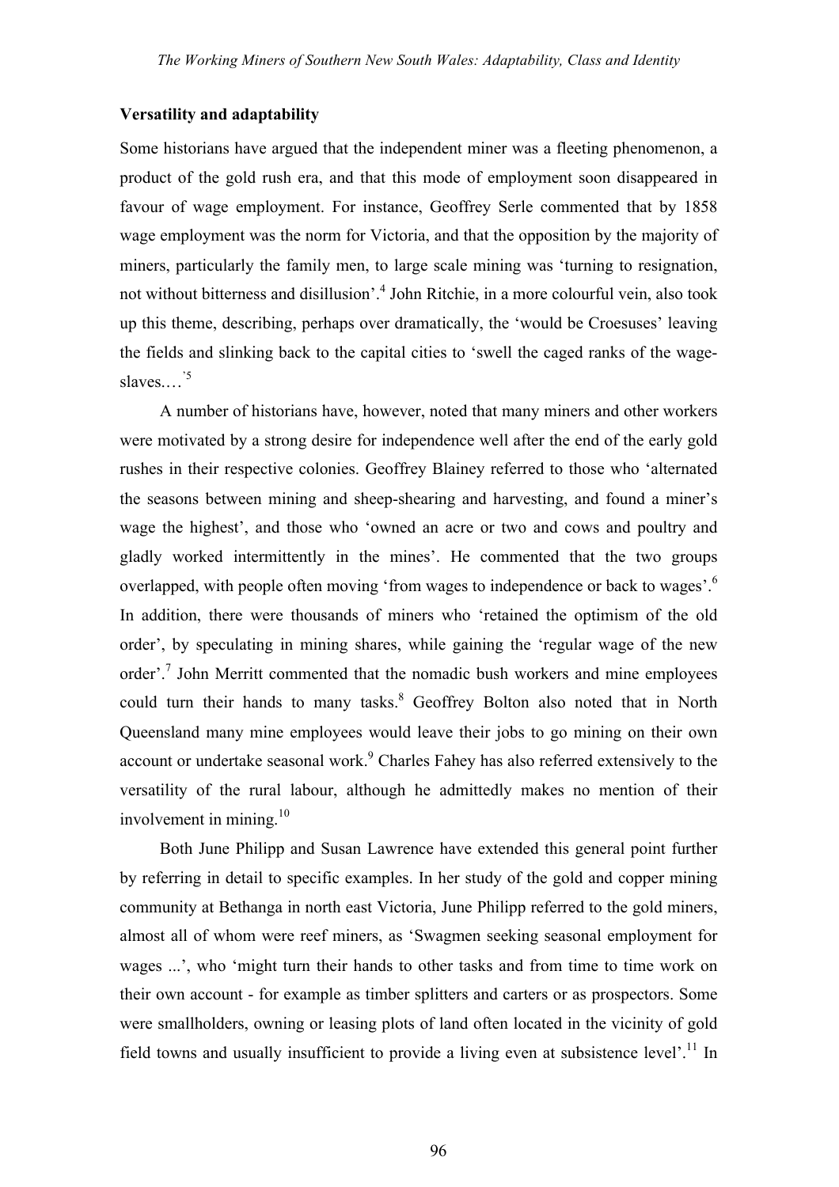**Versatility and adaptability**

Some historians have argued that the independent miner was a fleeting phenomenon, a product of the gold rush era, and that this mode of employment soon disappeared in favour of wage employment. For instance, Geoffrey Serle commented that by 1858 wage employment was the norm for Victoria, and that the opposition by the majority of miners, particularly the family men, to large scale mining was 'turning to resignation, not without bitterness and disillusion'.[4] John Ritchie, in a more colourful vein, also took up this theme, describing, perhaps over dramatically, the 'would be Croesuses' leaving the fields and slinking back to the capital cities to 'swell the caged ranks of the wage-slaves.…'[5]

A number of historians have, however, noted that many miners and other workers were motivated by a strong desire for independence well after the end of the early gold rushes in their respective colonies. Geoffrey Blainey referred to those who 'alternated the seasons between mining and sheep-shearing and harvesting, and found a miner's wage the highest', and those who 'owned an acre or two and cows and poultry and gladly worked intermittently in the mines'. He commented that the two groups overlapped, with people often moving 'from wages to independence or back to wages'.[6] In addition, there were thousands of miners who 'retained the optimism of the old order', by speculating in mining shares, while gaining the 'regular wage of the new order'.[7] John Merritt commented that the nomadic bush workers and mine employees could turn their hands to many tasks.[8] Geoffrey Bolton also noted that in North Queensland many mine employees would leave their jobs to go mining on their own account or undertake seasonal work.[9] Charles Fahey has also referred extensively to the versatility of the rural labour, although he admittedly makes no mention of their involvement in mining.[10]

Both June Philipp and Susan Lawrence have extended this general point further by referring in detail to specific examples. In her study of the gold and copper mining community at Bethanga in north east Victoria, June Philipp referred to the gold miners, almost all of whom were reef miners, as 'Swagmen seeking seasonal employment for wages ...', who 'might turn their hands to other tasks and from time to time work on their own account - for example as timber splitters and carters or as prospectors. Some were smallholders, owning or leasing plots of land often located in the vicinity of gold field towns and usually insufficient to provide a living even at subsistence level'.[11] In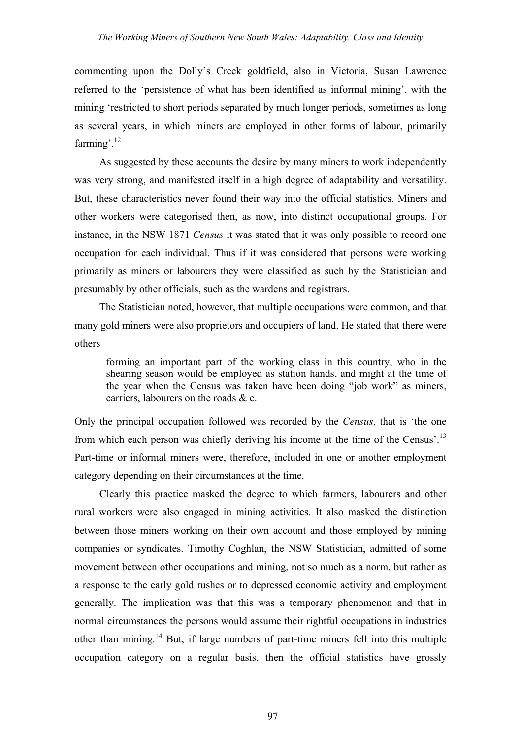commenting upon the Dolly's Creek goldfield, also in Victoria, Susan Lawrence referred to the 'persistence of what has been identified as informal mining', with the mining 'restricted to short periods separated by much longer periods, sometimes as long as several years, in which miners are employed in other forms of labour, primarily farming'.[12]

As suggested by these accounts the desire by many miners to work independently was very strong, and manifested itself in a high degree of adaptability and versatility. But, these characteristics never found their way into the official statistics. Miners and other workers were categorised then, as now, into distinct occupational groups. For instance, in the NSW 1871 *Census* it was stated that it was only possible to record one occupation for each individual. Thus if it was considered that persons were working primarily as miners or labourers they were classified as such by the Statistician and presumably by other officials, such as the wardens and registrars.

The Statistician noted, however, that multiple occupations were common, and that many gold miners were also proprietors and occupiers of land. He stated that there were others

> forming an important part of the working class in this country, who in the shearing season would be employed as station hands, and might at the time of the year when the Census was taken have been doing "job work" as miners, carriers, labourers on the roads & c.

Only the principal occupation followed was recorded by the *Census*, that is 'the one from which each person was chiefly deriving his income at the time of the Census'.[13] Part-time or informal miners were, therefore, included in one or another employment category depending on their circumstances at the time.

Clearly this practice masked the degree to which farmers, labourers and other rural workers were also engaged in mining activities. It also masked the distinction between those miners working on their own account and those employed by mining companies or syndicates. Timothy Coghlan, the NSW Statistician, admitted of some movement between other occupations and mining, not so much as a norm, but rather as a response to the early gold rushes or to depressed economic activity and employment generally. The implication was that this was a temporary phenomenon and that in normal circumstances the persons would assume their rightful occupations in industries other than mining.[14] But, if large numbers of part-time miners fell into this multiple occupation category on a regular basis, then the official statistics have grossly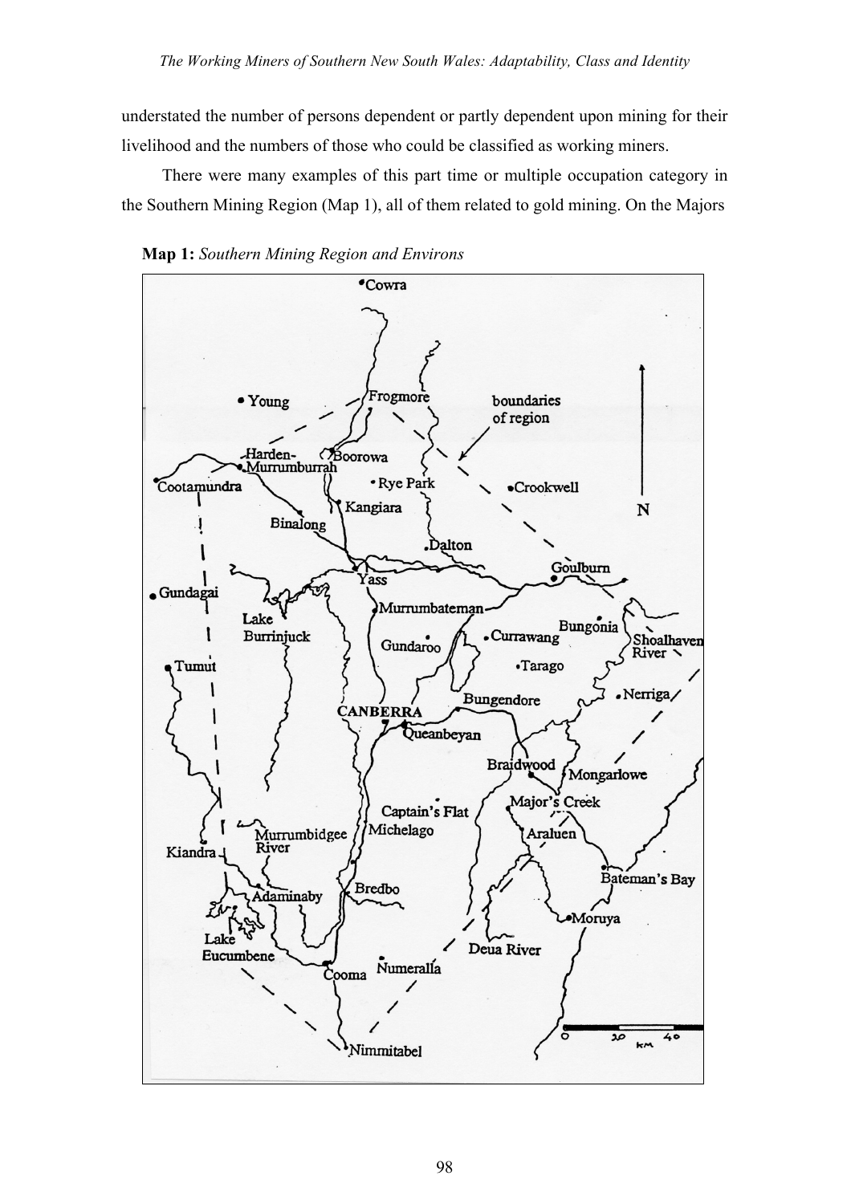understated the number of persons dependent or partly dependent upon mining for their livelihood and the numbers of those who could be classified as working miners.

There were many examples of this part time or multiple occupation category in the Southern Mining Region (Map 1), all of them related to gold mining. On the Majors

**Map 1:** *Southern Mining Region and Environs*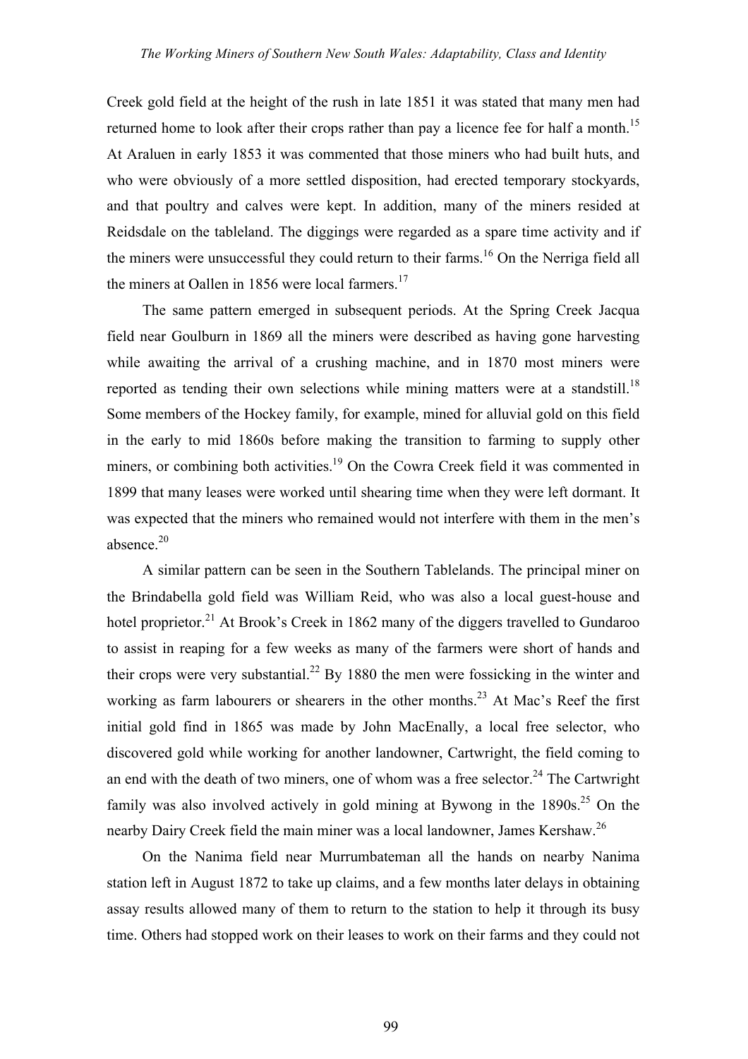Creek gold field at the height of the rush in late 1851 it was stated that many men had returned home to look after their crops rather than pay a licence fee for half a month.[15] At Araluen in early 1853 it was commented that those miners who had built huts, and who were obviously of a more settled disposition, had erected temporary stockyards, and that poultry and calves were kept. In addition, many of the miners resided at Reidsdale on the tableland. The diggings were regarded as a spare time activity and if the miners were unsuccessful they could return to their farms.[16] On the Nerriga field all the miners at Oallen in 1856 were local farmers.[17]

The same pattern emerged in subsequent periods. At the Spring Creek Jacqua field near Goulburn in 1869 all the miners were described as having gone harvesting while awaiting the arrival of a crushing machine, and in 1870 most miners were reported as tending their own selections while mining matters were at a standstill.[18] Some members of the Hockey family, for example, mined for alluvial gold on this field in the early to mid 1860s before making the transition to farming to supply other miners, or combining both activities.[19] On the Cowra Creek field it was commented in 1899 that many leases were worked until shearing time when they were left dormant. It was expected that the miners who remained would not interfere with them in the men's absence.[20]

A similar pattern can be seen in the Southern Tablelands. The principal miner on the Brindabella gold field was William Reid, who was also a local guest-house and hotel proprietor.[21] At Brook's Creek in 1862 many of the diggers travelled to Gundaroo to assist in reaping for a few weeks as many of the farmers were short of hands and their crops were very substantial.[22] By 1880 the men were fossicking in the winter and working as farm labourers or shearers in the other months.[23] At Mac's Reef the first initial gold find in 1865 was made by John MacEnally, a local free selector, who discovered gold while working for another landowner, Cartwright, the field coming to an end with the death of two miners, one of whom was a free selector.[24] The Cartwright family was also involved actively in gold mining at Bywong in the 1890s.[25] On the nearby Dairy Creek field the main miner was a local landowner, James Kershaw.[26]

On the Nanima field near Murrumbateman all the hands on nearby Nanima station left in August 1872 to take up claims, and a few months later delays in obtaining assay results allowed many of them to return to the station to help it through its busy time. Others had stopped work on their leases to work on their farms and they could not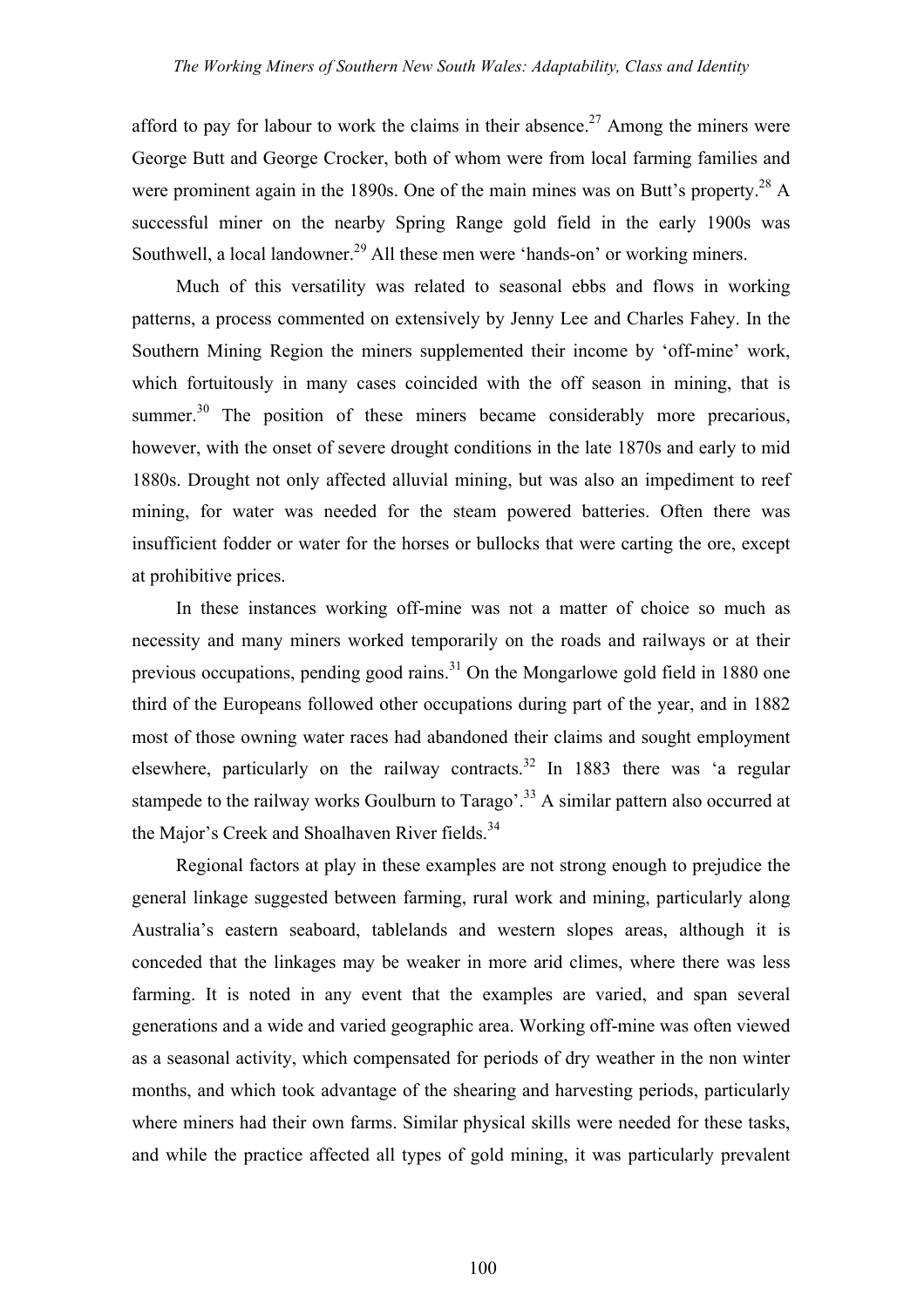afford to pay for labour to work the claims in their absence.[27] Among the miners were George Butt and George Crocker, both of whom were from local farming families and were prominent again in the 1890s. One of the main mines was on Butt's property.[28] A successful miner on the nearby Spring Range gold field in the early 1900s was Southwell, a local landowner.[29] All these men were 'hands-on' or working miners.

Much of this versatility was related to seasonal ebbs and flows in working patterns, a process commented on extensively by Jenny Lee and Charles Fahey. In the Southern Mining Region the miners supplemented their income by 'off-mine' work, which fortuitously in many cases coincided with the off season in mining, that is summer.[30] The position of these miners became considerably more precarious, however, with the onset of severe drought conditions in the late 1870s and early to mid 1880s. Drought not only affected alluvial mining, but was also an impediment to reef mining, for water was needed for the steam powered batteries. Often there was insufficient fodder or water for the horses or bullocks that were carting the ore, except at prohibitive prices.

In these instances working off-mine was not a matter of choice so much as necessity and many miners worked temporarily on the roads and railways or at their previous occupations, pending good rains.[31] On the Mongarlowe gold field in 1880 one third of the Europeans followed other occupations during part of the year, and in 1882 most of those owning water races had abandoned their claims and sought employment elsewhere, particularly on the railway contracts.[32] In 1883 there was 'a regular stampede to the railway works Goulburn to Tarago'.[33] A similar pattern also occurred at the Major's Creek and Shoalhaven River fields.[34]

Regional factors at play in these examples are not strong enough to prejudice the general linkage suggested between farming, rural work and mining, particularly along Australia's eastern seaboard, tablelands and western slopes areas, although it is conceded that the linkages may be weaker in more arid climes, where there was less farming. It is noted in any event that the examples are varied, and span several generations and a wide and varied geographic area. Working off-mine was often viewed as a seasonal activity, which compensated for periods of dry weather in the non winter months, and which took advantage of the shearing and harvesting periods, particularly where miners had their own farms. Similar physical skills were needed for these tasks, and while the practice affected all types of gold mining, it was particularly prevalent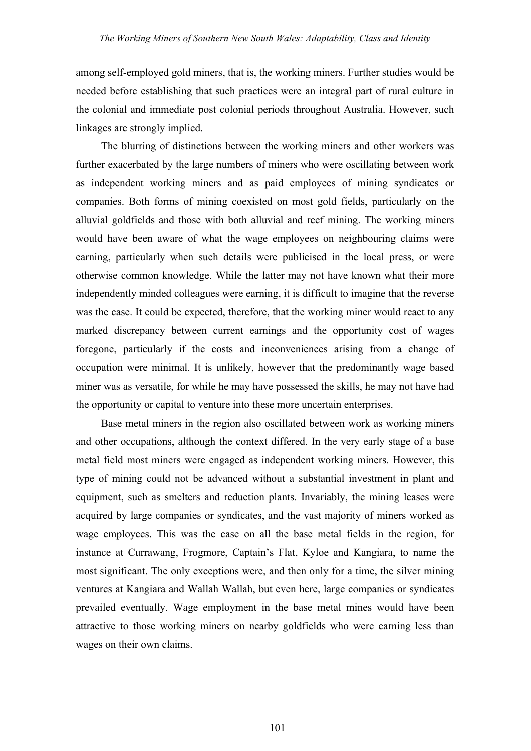among self-employed gold miners, that is, the working miners. Further studies would be needed before establishing that such practices were an integral part of rural culture in the colonial and immediate post colonial periods throughout Australia. However, such linkages are strongly implied.

The blurring of distinctions between the working miners and other workers was further exacerbated by the large numbers of miners who were oscillating between work as independent working miners and as paid employees of mining syndicates or companies. Both forms of mining coexisted on most gold fields, particularly on the alluvial goldfields and those with both alluvial and reef mining. The working miners would have been aware of what the wage employees on neighbouring claims were earning, particularly when such details were publicised in the local press, or were otherwise common knowledge. While the latter may not have known what their more independently minded colleagues were earning, it is difficult to imagine that the reverse was the case. It could be expected, therefore, that the working miner would react to any marked discrepancy between current earnings and the opportunity cost of wages foregone, particularly if the costs and inconveniences arising from a change of occupation were minimal. It is unlikely, however that the predominantly wage based miner was as versatile, for while he may have possessed the skills, he may not have had the opportunity or capital to venture into these more uncertain enterprises.

Base metal miners in the region also oscillated between work as working miners and other occupations, although the context differed. In the very early stage of a base metal field most miners were engaged as independent working miners. However, this type of mining could not be advanced without a substantial investment in plant and equipment, such as smelters and reduction plants. Invariably, the mining leases were acquired by large companies or syndicates, and the vast majority of miners worked as wage employees. This was the case on all the base metal fields in the region, for instance at Currawang, Frogmore, Captain's Flat, Kyloe and Kangiara, to name the most significant. The only exceptions were, and then only for a time, the silver mining ventures at Kangiara and Wallah Wallah, but even here, large companies or syndicates prevailed eventually. Wage employment in the base metal mines would have been attractive to those working miners on nearby goldfields who were earning less than wages on their own claims.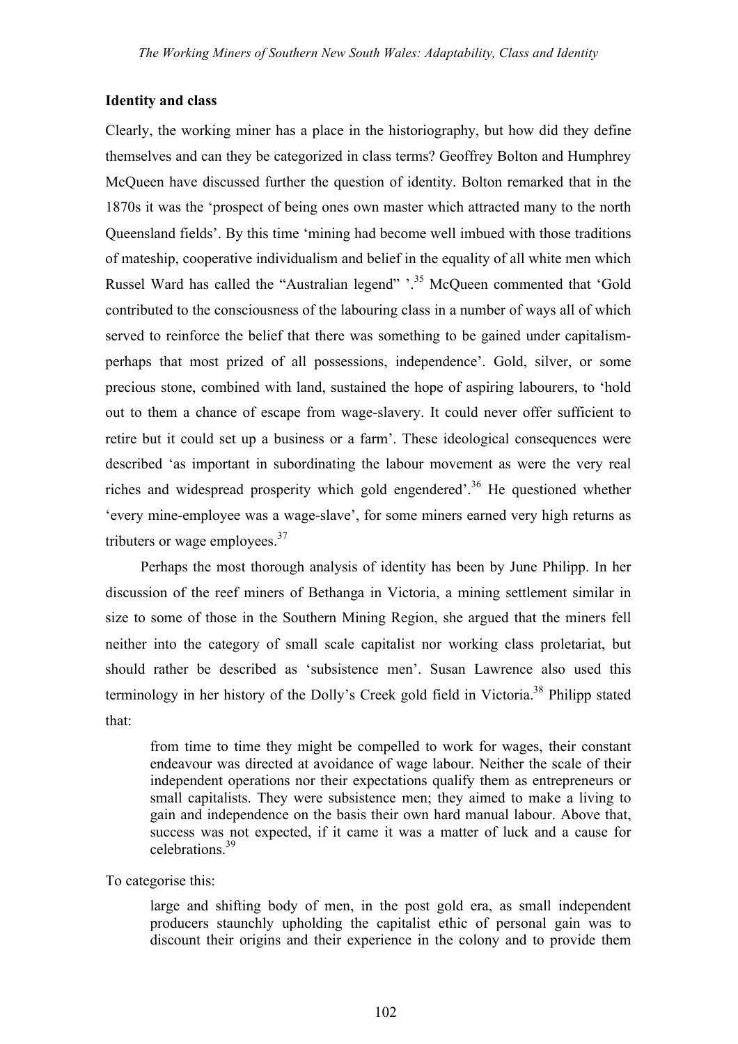**Identity and class**

Clearly, the working miner has a place in the historiography, but how did they define themselves and can they be categorized in class terms? Geoffrey Bolton and Humphrey McQueen have discussed further the question of identity. Bolton remarked that in the 1870s it was the 'prospect of being ones own master which attracted many to the north Queensland fields'. By this time 'mining had become well imbued with those traditions of mateship, cooperative individualism and belief in the equality of all white men which Russel Ward has called the "Australian legend" '.[35] McQueen commented that 'Gold contributed to the consciousness of the labouring class in a number of ways all of which served to reinforce the belief that there was something to be gained under capitalism-perhaps that most prized of all possessions, independence'. Gold, silver, or some precious stone, combined with land, sustained the hope of aspiring labourers, to 'hold out to them a chance of escape from wage-slavery. It could never offer sufficient to retire but it could set up a business or a farm'. These ideological consequences were described 'as important in subordinating the labour movement as were the very real riches and widespread prosperity which gold engendered'.[36] He questioned whether 'every mine-employee was a wage-slave', for some miners earned very high returns as tributers or wage employees.[37]

Perhaps the most thorough analysis of identity has been by June Philipp. In her discussion of the reef miners of Bethanga in Victoria, a mining settlement similar in size to some of those in the Southern Mining Region, she argued that the miners fell neither into the category of small scale capitalist nor working class proletariat, but should rather be described as 'subsistence men'. Susan Lawrence also used this terminology in her history of the Dolly's Creek gold field in Victoria.[38] Philipp stated that:

> from time to time they might be compelled to work for wages, their constant endeavour was directed at avoidance of wage labour. Neither the scale of their independent operations nor their expectations qualify them as entrepreneurs or small capitalists. They were subsistence men; they aimed to make a living to gain and independence on the basis their own hard manual labour. Above that, success was not expected, if it came it was a matter of luck and a cause for celebrations.[39]

To categorise this:

> large and shifting body of men, in the post gold era, as small independent producers staunchly upholding the capitalist ethic of personal gain was to discount their origins and their experience in the colony and to provide them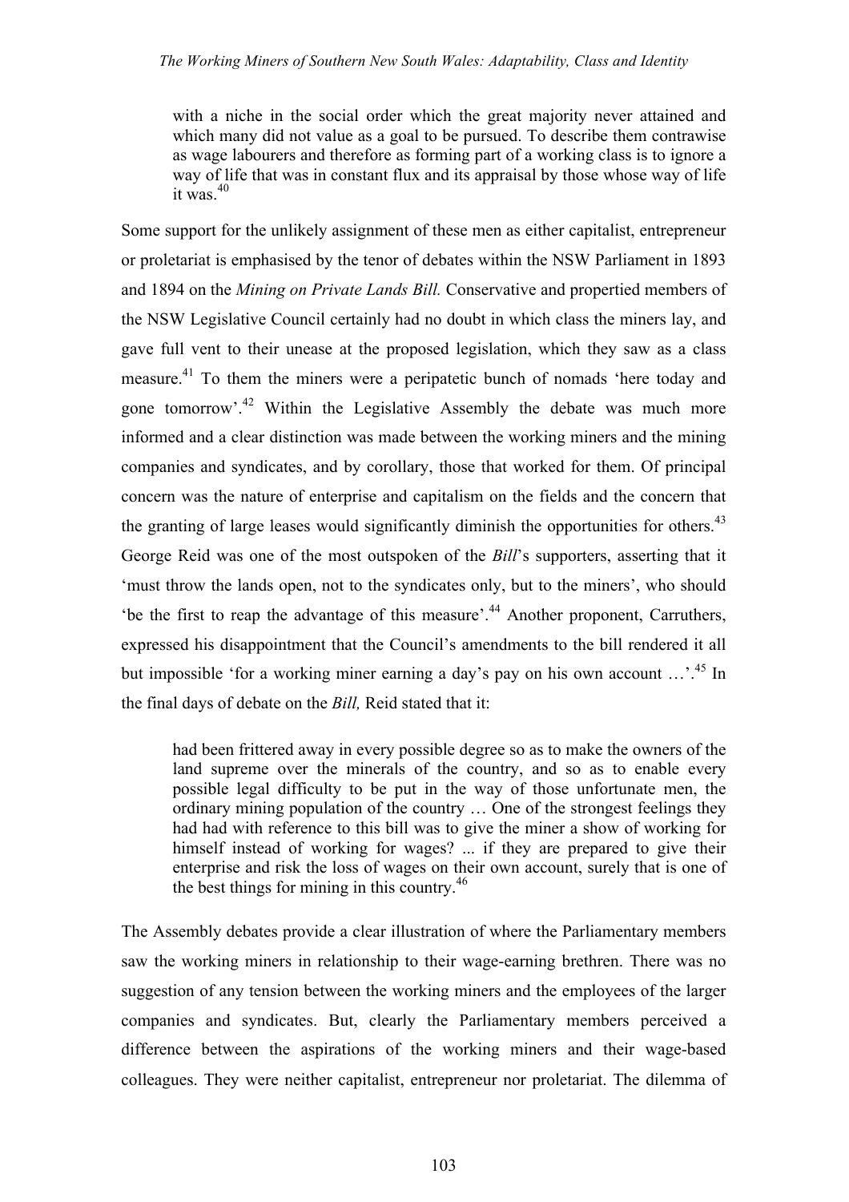> with a niche in the social order which the great majority never attained and which many did not value as a goal to be pursued. To describe them contrawise as wage labourers and therefore as forming part of a working class is to ignore a way of life that was in constant flux and its appraisal by those whose way of life it was.[40]

Some support for the unlikely assignment of these men as either capitalist, entrepreneur or proletariat is emphasised by the tenor of debates within the NSW Parliament in 1893 and 1894 on the *Mining on Private Lands Bill.* Conservative and propertied members of the NSW Legislative Council certainly had no doubt in which class the miners lay, and gave full vent to their unease at the proposed legislation, which they saw as a class measure.[41] To them the miners were a peripatetic bunch of nomads 'here today and gone tomorrow'.[42] Within the Legislative Assembly the debate was much more informed and a clear distinction was made between the working miners and the mining companies and syndicates, and by corollary, those that worked for them. Of principal concern was the nature of enterprise and capitalism on the fields and the concern that the granting of large leases would significantly diminish the opportunities for others.[43] George Reid was one of the most outspoken of the *Bill*'s supporters, asserting that it 'must throw the lands open, not to the syndicates only, but to the miners', who should 'be the first to reap the advantage of this measure'.[44] Another proponent, Carruthers, expressed his disappointment that the Council's amendments to the bill rendered it all but impossible 'for a working miner earning a day's pay on his own account …'.[45] In the final days of debate on the *Bill,* Reid stated that it:

> had been frittered away in every possible degree so as to make the owners of the land supreme over the minerals of the country, and so as to enable every possible legal difficulty to be put in the way of those unfortunate men, the ordinary mining population of the country … One of the strongest feelings they had had with reference to this bill was to give the miner a show of working for himself instead of working for wages? ... if they are prepared to give their enterprise and risk the loss of wages on their own account, surely that is one of the best things for mining in this country.[46]

The Assembly debates provide a clear illustration of where the Parliamentary members saw the working miners in relationship to their wage-earning brethren. There was no suggestion of any tension between the working miners and the employees of the larger companies and syndicates. But, clearly the Parliamentary members perceived a difference between the aspirations of the working miners and their wage-based colleagues. They were neither capitalist, entrepreneur nor proletariat. The dilemma of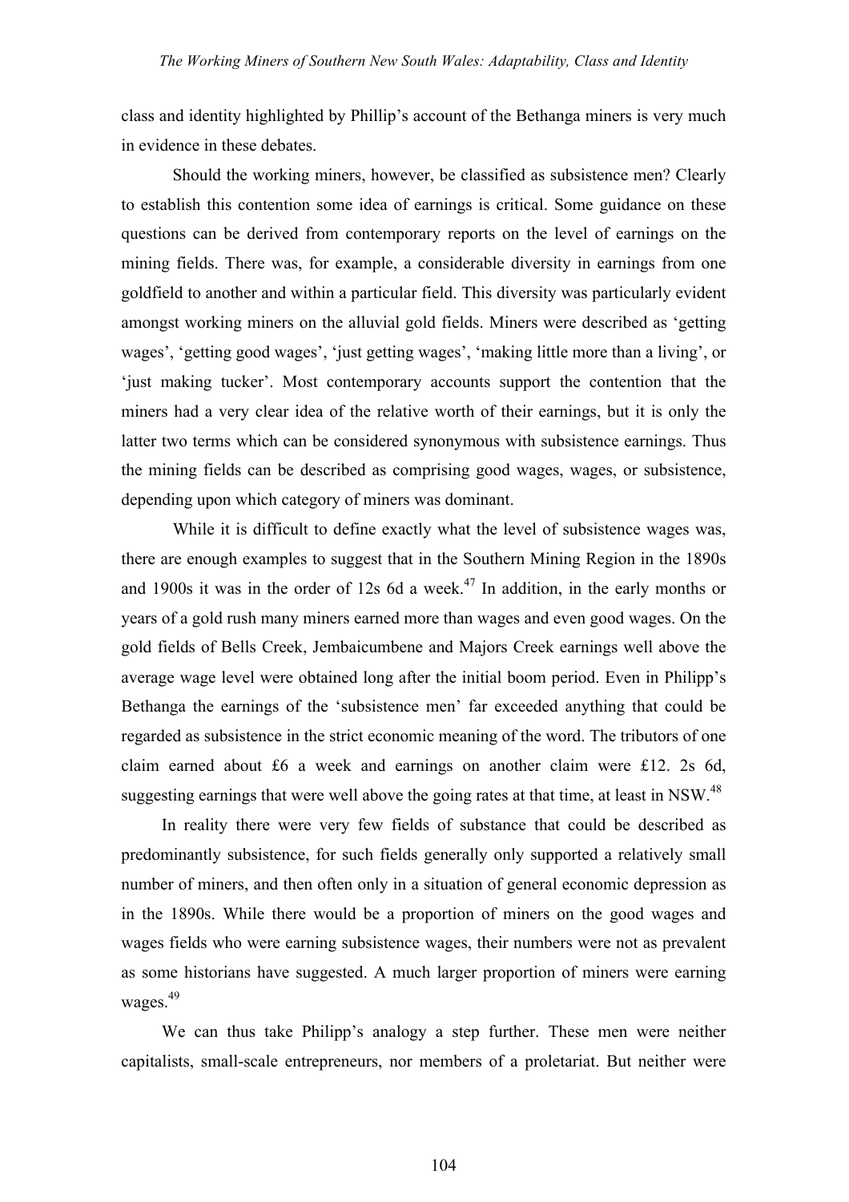class and identity highlighted by Phillip's account of the Bethanga miners is very much in evidence in these debates.

Should the working miners, however, be classified as subsistence men? Clearly to establish this contention some idea of earnings is critical. Some guidance on these questions can be derived from contemporary reports on the level of earnings on the mining fields. There was, for example, a considerable diversity in earnings from one goldfield to another and within a particular field. This diversity was particularly evident amongst working miners on the alluvial gold fields. Miners were described as 'getting wages', 'getting good wages', 'just getting wages', 'making little more than a living', or 'just making tucker'. Most contemporary accounts support the contention that the miners had a very clear idea of the relative worth of their earnings, but it is only the latter two terms which can be considered synonymous with subsistence earnings. Thus the mining fields can be described as comprising good wages, wages, or subsistence, depending upon which category of miners was dominant.

While it is difficult to define exactly what the level of subsistence wages was, there are enough examples to suggest that in the Southern Mining Region in the 1890s and 1900s it was in the order of 12s 6d a week.[47] In addition, in the early months or years of a gold rush many miners earned more than wages and even good wages. On the gold fields of Bells Creek, Jembaicumbene and Majors Creek earnings well above the average wage level were obtained long after the initial boom period. Even in Philipp's Bethanga the earnings of the 'subsistence men' far exceeded anything that could be regarded as subsistence in the strict economic meaning of the word. The tributors of one claim earned about £6 a week and earnings on another claim were £12. 2s 6d, suggesting earnings that were well above the going rates at that time, at least in NSW.[48]

In reality there were very few fields of substance that could be described as predominantly subsistence, for such fields generally only supported a relatively small number of miners, and then often only in a situation of general economic depression as in the 1890s. While there would be a proportion of miners on the good wages and wages fields who were earning subsistence wages, their numbers were not as prevalent as some historians have suggested. A much larger proportion of miners were earning wages.[49]

We can thus take Philipp's analogy a step further. These men were neither capitalists, small-scale entrepreneurs, nor members of a proletariat. But neither were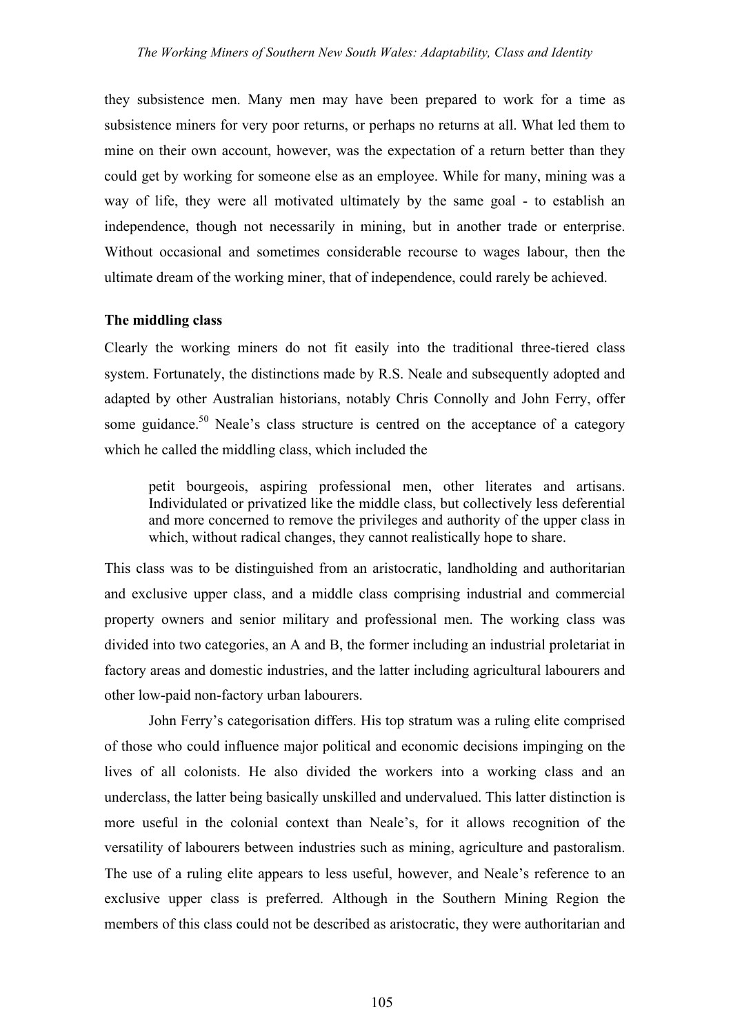they subsistence men. Many men may have been prepared to work for a time as subsistence miners for very poor returns, or perhaps no returns at all. What led them to mine on their own account, however, was the expectation of a return better than they could get by working for someone else as an employee. While for many, mining was a way of life, they were all motivated ultimately by the same goal - to establish an independence, though not necessarily in mining, but in another trade or enterprise. Without occasional and sometimes considerable recourse to wages labour, then the ultimate dream of the working miner, that of independence, could rarely be achieved.

**The middling class**

Clearly the working miners do not fit easily into the traditional three-tiered class system. Fortunately, the distinctions made by R.S. Neale and subsequently adopted and adapted by other Australian historians, notably Chris Connolly and John Ferry, offer some guidance.[50] Neale's class structure is centred on the acceptance of a category which he called the middling class, which included the

> petit bourgeois, aspiring professional men, other literates and artisans. Individulated or privatized like the middle class, but collectively less deferential and more concerned to remove the privileges and authority of the upper class in which, without radical changes, they cannot realistically hope to share.

This class was to be distinguished from an aristocratic, landholding and authoritarian and exclusive upper class, and a middle class comprising industrial and commercial property owners and senior military and professional men. The working class was divided into two categories, an A and B, the former including an industrial proletariat in factory areas and domestic industries, and the latter including agricultural labourers and other low-paid non-factory urban labourers.

John Ferry's categorisation differs. His top stratum was a ruling elite comprised of those who could influence major political and economic decisions impinging on the lives of all colonists. He also divided the workers into a working class and an underclass, the latter being basically unskilled and undervalued. This latter distinction is more useful in the colonial context than Neale's, for it allows recognition of the versatility of labourers between industries such as mining, agriculture and pastoralism. The use of a ruling elite appears to less useful, however, and Neale's reference to an exclusive upper class is preferred. Although in the Southern Mining Region the members of this class could not be described as aristocratic, they were authoritarian and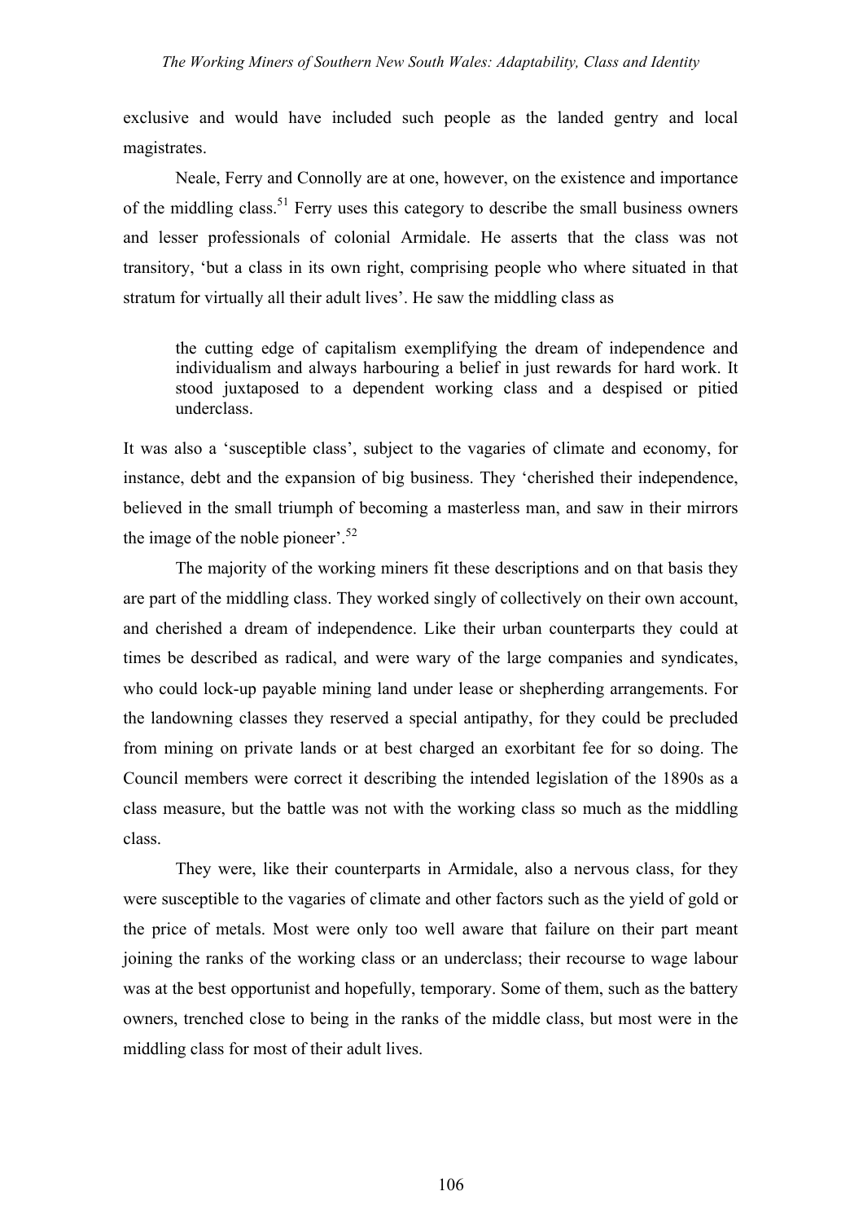exclusive and would have included such people as the landed gentry and local magistrates.

Neale, Ferry and Connolly are at one, however, on the existence and importance of the middling class.[51] Ferry uses this category to describe the small business owners and lesser professionals of colonial Armidale. He asserts that the class was not transitory, 'but a class in its own right, comprising people who where situated in that stratum for virtually all their adult lives'. He saw the middling class as

> the cutting edge of capitalism exemplifying the dream of independence and individualism and always harbouring a belief in just rewards for hard work. It stood juxtaposed to a dependent working class and a despised or pitied underclass.

It was also a 'susceptible class', subject to the vagaries of climate and economy, for instance, debt and the expansion of big business. They 'cherished their independence, believed in the small triumph of becoming a masterless man, and saw in their mirrors the image of the noble pioneer'.[52]

The majority of the working miners fit these descriptions and on that basis they are part of the middling class. They worked singly of collectively on their own account, and cherished a dream of independence. Like their urban counterparts they could at times be described as radical, and were wary of the large companies and syndicates, who could lock-up payable mining land under lease or shepherding arrangements. For the landowning classes they reserved a special antipathy, for they could be precluded from mining on private lands or at best charged an exorbitant fee for so doing. The Council members were correct it describing the intended legislation of the 1890s as a class measure, but the battle was not with the working class so much as the middling class.

They were, like their counterparts in Armidale, also a nervous class, for they were susceptible to the vagaries of climate and other factors such as the yield of gold or the price of metals. Most were only too well aware that failure on their part meant joining the ranks of the working class or an underclass; their recourse to wage labour was at the best opportunist and hopefully, temporary. Some of them, such as the battery owners, trenched close to being in the ranks of the middle class, but most were in the middling class for most of their adult lives.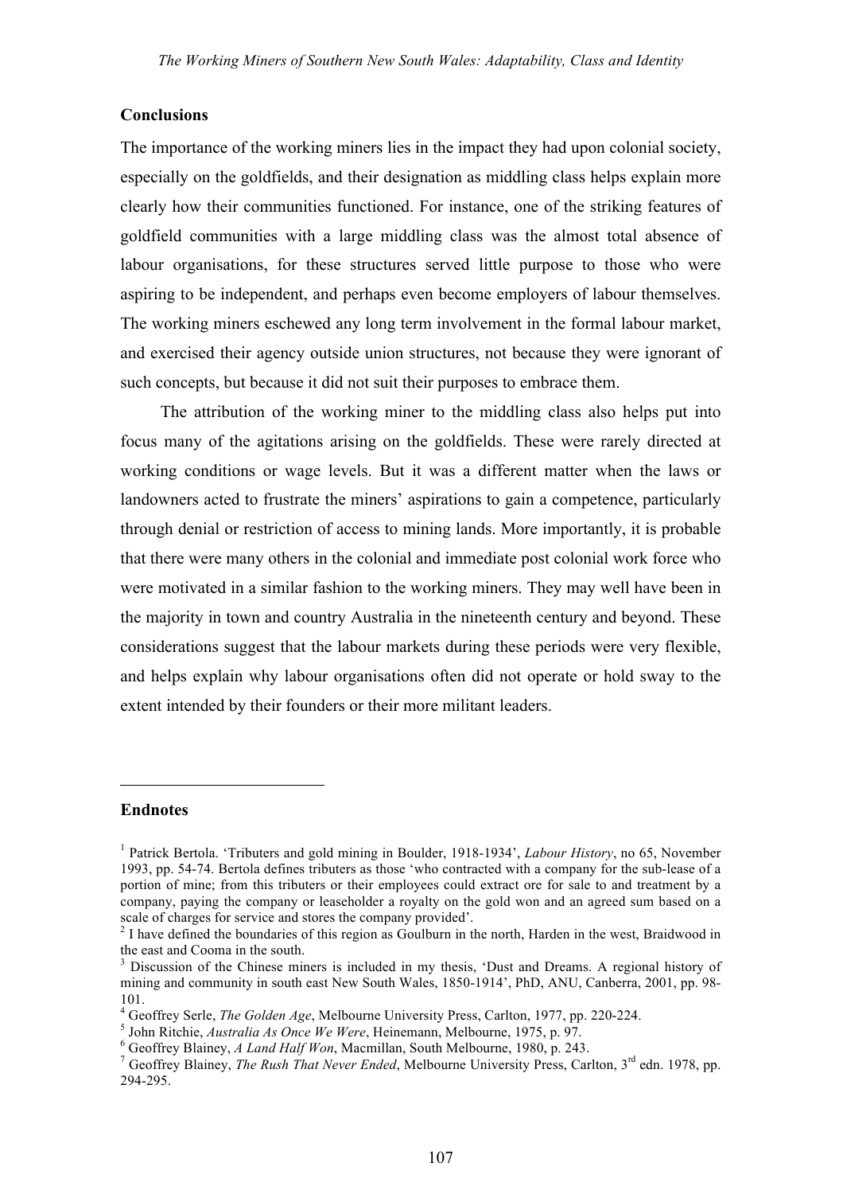## Conclusions

The importance of the working miners lies in the impact they had upon colonial society, especially on the goldfields, and their designation as middling class helps explain more clearly how their communities functioned. For instance, one of the striking features of goldfield communities with a large middling class was the almost total absence of labour organisations, for these structures served little purpose to those who were aspiring to be independent, and perhaps even become employers of labour themselves. The working miners eschewed any long term involvement in the formal labour market, and exercised their agency outside union structures, not because they were ignorant of such concepts, but because it did not suit their purposes to embrace them.

The attribution of the working miner to the middling class also helps put into focus many of the agitations arising on the goldfields. These were rarely directed at working conditions or wage levels. But it was a different matter when the laws or landowners acted to frustrate the miners' aspirations to gain a competence, particularly through denial or restriction of access to mining lands. More importantly, it is probable that there were many others in the colonial and immediate post colonial work force who were motivated in a similar fashion to the working miners. They may well have been in the majority in town and country Australia in the nineteenth century and beyond. These considerations suggest that the labour markets during these periods were very flexible, and helps explain why labour organisations often did not operate or hold sway to the extent intended by their founders or their more militant leaders.

---

## Endnotes

[1] Patrick Bertola. 'Tributers and gold mining in Boulder, 1918-1934', *Labour History*, no 65, November 1993, pp. 54-74. Bertola defines tributers as those 'who contracted with a company for the sub-lease of a portion of mine; from this tributers or their employees could extract ore for sale to and treatment by a company, paying the company or leaseholder a royalty on the gold won and an agreed sum based on a scale of charges for service and stores the company provided'.

[2] I have defined the boundaries of this region as Goulburn in the north, Harden in the west, Braidwood in the east and Cooma in the south.

[3] Discussion of the Chinese miners is included in my thesis, 'Dust and Dreams. A regional history of mining and community in south east New South Wales, 1850-1914', PhD, ANU, Canberra, 2001, pp. 98-101.

[4] Geoffrey Serle, *The Golden Age*, Melbourne University Press, Carlton, 1977, pp. 220-224.

[5] John Ritchie, *Australia As Once We Were*, Heinemann, Melbourne, 1975, p. 97.

[6] Geoffrey Blainey, *A Land Half Won*, Macmillan, South Melbourne, 1980, p. 243.

[7] Geoffrey Blainey, *The Rush That Never Ended*, Melbourne University Press, Carlton, 3rd edn. 1978, pp. 294-295.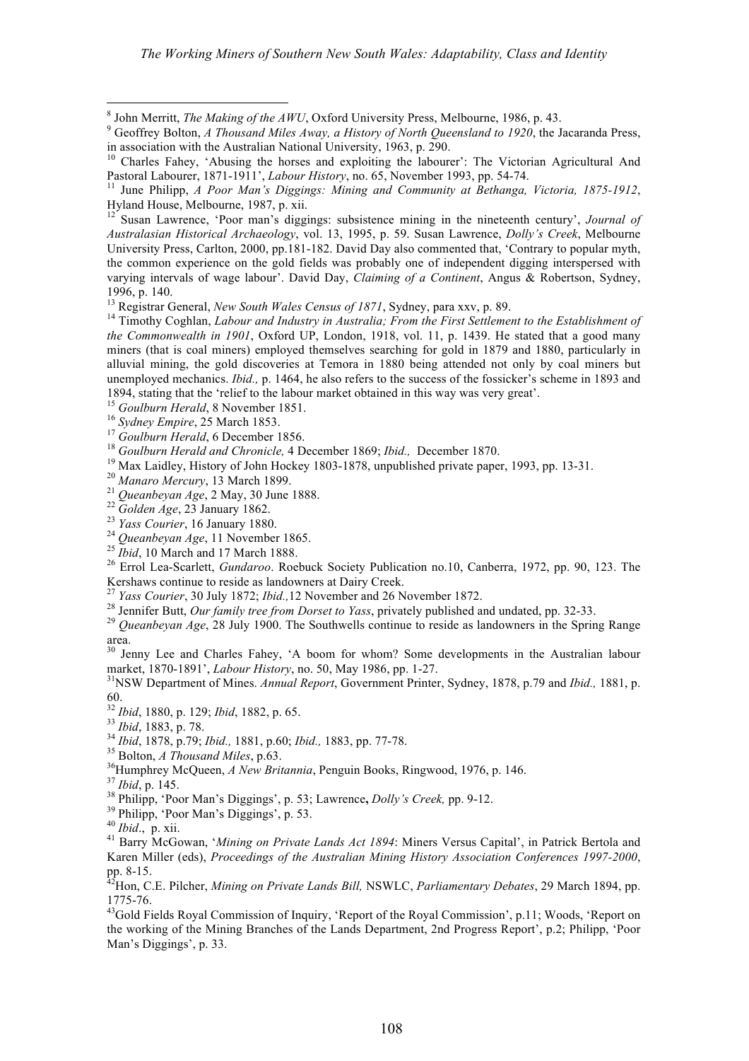[8] John Merritt, *The Making of the AWU*, Oxford University Press, Melbourne, 1986, p. 43.

[9] Geoffrey Bolton, *A Thousand Miles Away, a History of North Queensland to 1920*, the Jacaranda Press, in association with the Australian National University, 1963, p. 290.

[10] Charles Fahey, 'Abusing the horses and exploiting the labourer': The Victorian Agricultural And Pastoral Labourer, 1871-1911', *Labour History*, no. 65, November 1993, pp. 54-74.

[11] June Philipp, *A Poor Man's Diggings: Mining and Community at Bethanga, Victoria, 1875-1912*, Hyland House, Melbourne, 1987, p. xii.

[12] Susan Lawrence, 'Poor man's diggings: subsistence mining in the nineteenth century', *Journal of Australasian Historical Archaeology*, vol. 13, 1995, p. 59. Susan Lawrence, *Dolly's Creek*, Melbourne University Press, Carlton, 2000, pp.181-182. David Day also commented that, 'Contrary to popular myth, the common experience on the gold fields was probably one of independent digging interspersed with varying intervals of wage labour'. David Day, *Claiming of a Continent*, Angus & Robertson, Sydney, 1996, p. 140.

[13] Registrar General, *New South Wales Census of 1871*, Sydney, para xxv, p. 89.

[14] Timothy Coghlan, *Labour and Industry in Australia; From the First Settlement to the Establishment of the Commonwealth in 1901*, Oxford UP, London, 1918, vol. 11, p. 1439. He stated that a good many miners (that is coal miners) employed themselves searching for gold in 1879 and 1880, particularly in alluvial mining, the gold discoveries at Temora in 1880 being attended not only by coal miners but unemployed mechanics. *Ibid.,* p. 1464, he also refers to the success of the fossicker's scheme in 1893 and 1894, stating that the 'relief to the labour market obtained in this way was very great'.

[15] *Goulburn Herald*, 8 November 1851.

[16] *Sydney Empire*, 25 March 1853.

[17] *Goulburn Herald*, 6 December 1856.

[18] *Goulburn Herald and Chronicle,* 4 December 1869; *Ibid.,* December 1870.

[19] Max Laidley, History of John Hockey 1803-1878, unpublished private paper, 1993, pp. 13-31.

[20] *Manaro Mercury*, 13 March 1899.

[21] *Queanbeyan Age*, 2 May, 30 June 1888.

[22] *Golden Age*, 23 January 1862.

[23] *Yass Courier*, 16 January 1880.

[24] *Queanbeyan Age*, 11 November 1865.

[25] *Ibid*, 10 March and 17 March 1888.

[26] Errol Lea-Scarlett, *Gundaroo*. Roebuck Society Publication no.10, Canberra, 1972, pp. 90, 123. The Kershaws continue to reside as landowners at Dairy Creek.

[27] *Yass Courier*, 30 July 1872; *Ibid.,*12 November and 26 November 1872.

[28] Jennifer Butt, *Our family tree from Dorset to Yass*, privately published and undated, pp. 32-33.

[29] *Queanbeyan Age*, 28 July 1900. The Southwells continue to reside as landowners in the Spring Range area.

[30] Jenny Lee and Charles Fahey, 'A boom for whom? Some developments in the Australian labour market, 1870-1891', *Labour History*, no. 50, May 1986, pp. 1-27.

[31] NSW Department of Mines. *Annual Report*, Government Printer, Sydney, 1878, p.79 and *Ibid.,* 1881, p. 60.

[32] *Ibid*, 1880, p. 129; *Ibid*, 1882, p. 65.

[33] *Ibid*, 1883, p. 78.

[34] *Ibid*, 1878, p.79; *Ibid.,* 1881, p.60; *Ibid.,* 1883, pp. 77-78.

[35] Bolton, *A Thousand Miles*, p.63.

[36] Humphrey McQueen, *A New Britannia*, Penguin Books, Ringwood, 1976, p. 146.

[37] *Ibid*, p. 145.

[38] Philipp, 'Poor Man's Diggings', p. 53; Lawrence**,** *Dolly's Creek,* pp. 9-12.

[39] Philipp, 'Poor Man's Diggings', p. 53.

[40] *Ibid*., p. xii.

[41] Barry McGowan, '*Mining on Private Lands Act 1894*: Miners Versus Capital', in Patrick Bertola and Karen Miller (eds), *Proceedings of the Australian Mining History Association Conferences 1997-2000*, pp. 8-15.

[42] Hon, C.E. Pilcher, *Mining on Private Lands Bill,* NSWLC, *Parliamentary Debates*, 29 March 1894, pp. 1775-76.

[43] Gold Fields Royal Commission of Inquiry, 'Report of the Royal Commission', p.11; Woods, 'Report on the working of the Mining Branches of the Lands Department, 2nd Progress Report', p.2; Philipp, 'Poor Man's Diggings', p. 33.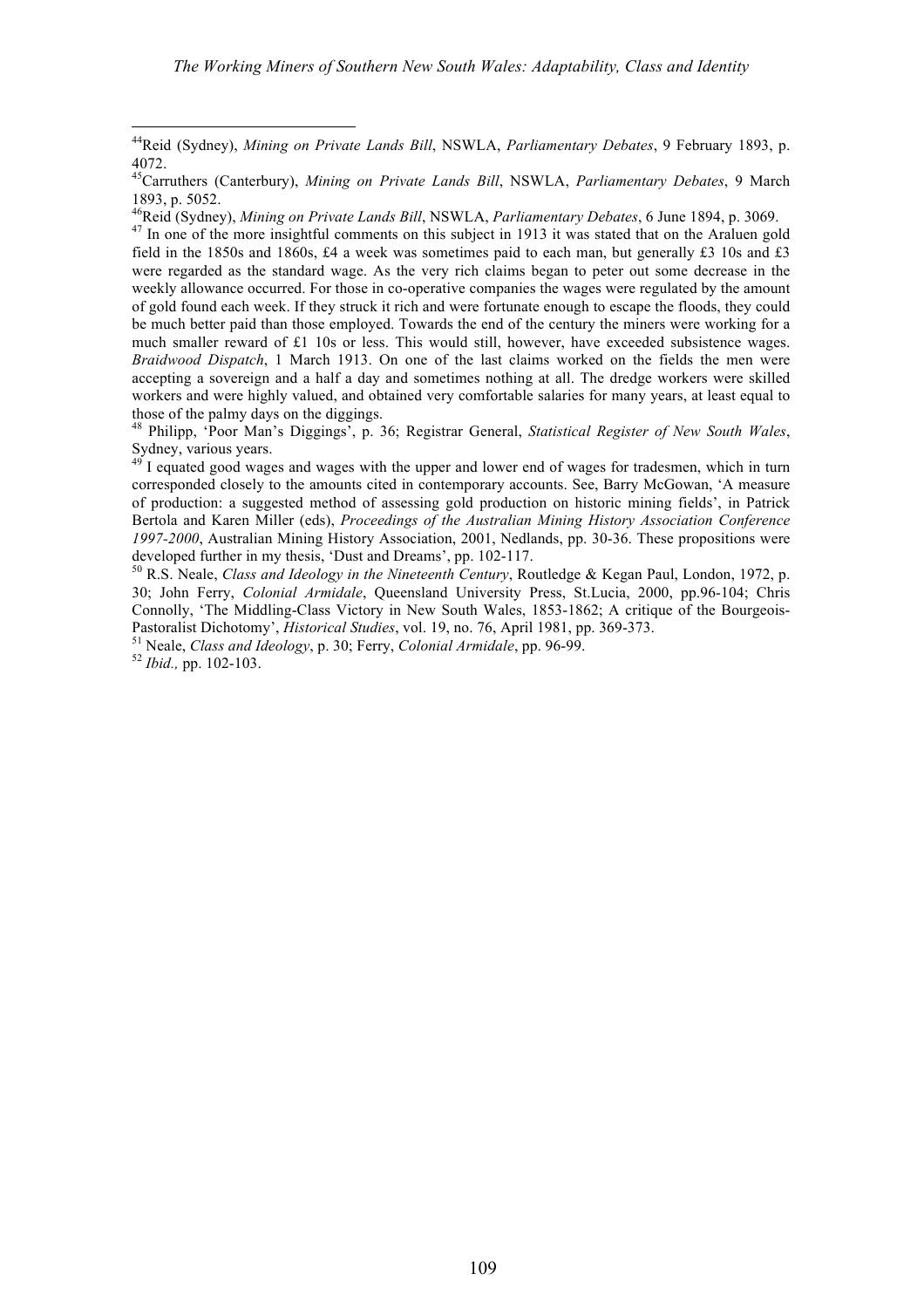[44]Reid (Sydney), *Mining on Private Lands Bill*, NSWLA, *Parliamentary Debates*, 9 February 1893, p. 4072.

[45]Carruthers (Canterbury), *Mining on Private Lands Bill*, NSWLA, *Parliamentary Debates*, 9 March 1893, p. 5052.

[46]Reid (Sydney), *Mining on Private Lands Bill*, NSWLA, *Parliamentary Debates*, 6 June 1894, p. 3069.

[47] In one of the more insightful comments on this subject in 1913 it was stated that on the Araluen gold field in the 1850s and 1860s, £4 a week was sometimes paid to each man, but generally £3 10s and £3 were regarded as the standard wage. As the very rich claims began to peter out some decrease in the weekly allowance occurred. For those in co-operative companies the wages were regulated by the amount of gold found each week. If they struck it rich and were fortunate enough to escape the floods, they could be much better paid than those employed. Towards the end of the century the miners were working for a much smaller reward of £1 10s or less. This would still, however, have exceeded subsistence wages. *Braidwood Dispatch*, 1 March 1913. On one of the last claims worked on the fields the men were accepting a sovereign and a half a day and sometimes nothing at all. The dredge workers were skilled workers and were highly valued, and obtained very comfortable salaries for many years, at least equal to those of the palmy days on the diggings.

[48] Philipp, 'Poor Man's Diggings', p. 36; Registrar General, *Statistical Register of New South Wales*, Sydney, various years.

[49] I equated good wages and wages with the upper and lower end of wages for tradesmen, which in turn corresponded closely to the amounts cited in contemporary accounts. See, Barry McGowan, 'A measure of production: a suggested method of assessing gold production on historic mining fields', in Patrick Bertola and Karen Miller (eds), *Proceedings of the Australian Mining History Association Conference 1997-2000*, Australian Mining History Association, 2001, Nedlands, pp. 30-36. These propositions were developed further in my thesis, 'Dust and Dreams', pp. 102-117.

[50] R.S. Neale, *Class and Ideology in the Nineteenth Century*, Routledge & Kegan Paul, London, 1972, p. 30; John Ferry, *Colonial Armidale*, Queensland University Press, St.Lucia, 2000, pp.96-104; Chris Connolly, 'The Middling-Class Victory in New South Wales, 1853-1862; A critique of the Bourgeois-Pastoralist Dichotomy', *Historical Studies*, vol. 19, no. 76, April 1981, pp. 369-373.

[51] Neale, *Class and Ideology*, p. 30; Ferry, *Colonial Armidale*, pp. 96-99.

[52] *Ibid.,* pp. 102-103.